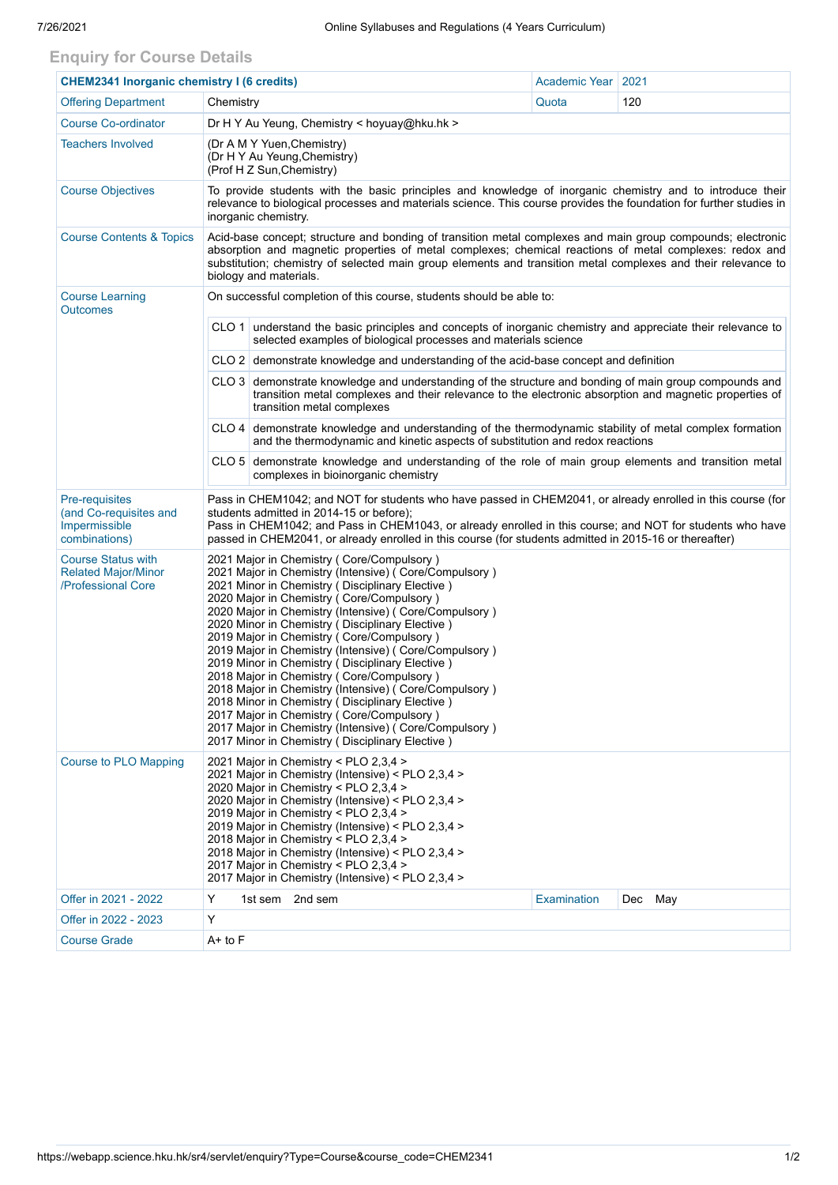## Enquiry for Course Details

| CHEM2341 Inorganic chemistry I (6 credits) | | Academic Year | 2021 |
|---|---|---|---|
| Offering Department | Chemistry | Quota | 120 |
| Course Co-ordinator | Dr H Y Au Yeung, Chemistry < hoyuay@hku.hk > | | |
| Teachers Involved | (Dr A M Y Yuen,Chemistry)<br>(Dr H Y Au Yeung,Chemistry)<br>(Prof H Z Sun,Chemistry) | | |
| Course Objectives | To provide students with the basic principles and knowledge of inorganic chemistry and to introduce their relevance to biological processes and materials science. This course provides the foundation for further studies in inorganic chemistry. | | |
| Course Contents & Topics | Acid-base concept; structure and bonding of transition metal complexes and main group compounds; electronic absorption and magnetic properties of metal complexes; chemical reactions of metal complexes: redox and substitution; chemistry of selected main group elements and transition metal complexes and their relevance to biology and materials. | | |
| Course Learning Outcomes | On successful completion of this course, students should be able to:<br>CLO 1 understand the basic principles and concepts of inorganic chemistry and appreciate their relevance to selected examples of biological processes and materials science<br>CLO 2 demonstrate knowledge and understanding of the acid-base concept and definition<br>CLO 3 demonstrate knowledge and understanding of the structure and bonding of main group compounds and transition metal complexes and their relevance to the electronic absorption and magnetic properties of transition metal complexes<br>CLO 4 demonstrate knowledge and understanding of the thermodynamic stability of metal complex formation and the thermodynamic and kinetic aspects of substitution and redox reactions<br>CLO 5 demonstrate knowledge and understanding of the role of main group elements and transition metal complexes in bioinorganic chemistry | | |
| Pre-requisites (and Co-requisites and Impermissible combinations) | Pass in CHEM1042; and NOT for students who have passed in CHEM2041, or already enrolled in this course (for students admitted in 2014-15 or before);<br>Pass in CHEM1042; and Pass in CHEM1043, or already enrolled in this course; and NOT for students who have passed in CHEM2041, or already enrolled in this course (for students admitted in 2015-16 or thereafter) | | |
| Course Status with Related Major/Minor /Professional Core | 2021 Major in Chemistry ( Core/Compulsory )<br>2021 Major in Chemistry (Intensive) ( Core/Compulsory )<br>2021 Minor in Chemistry ( Disciplinary Elective )<br>2020 Major in Chemistry ( Core/Compulsory )<br>2020 Major in Chemistry (Intensive) ( Core/Compulsory )<br>2020 Minor in Chemistry ( Disciplinary Elective )<br>2019 Major in Chemistry ( Core/Compulsory )<br>2019 Major in Chemistry (Intensive) ( Core/Compulsory )<br>2019 Minor in Chemistry ( Disciplinary Elective )<br>2018 Major in Chemistry ( Core/Compulsory )<br>2018 Major in Chemistry (Intensive) ( Core/Compulsory )<br>2018 Minor in Chemistry ( Disciplinary Elective )<br>2017 Major in Chemistry ( Core/Compulsory )<br>2017 Major in Chemistry (Intensive) ( Core/Compulsory )<br>2017 Minor in Chemistry ( Disciplinary Elective ) | | |
| Course to PLO Mapping | 2021 Major in Chemistry < PLO 2,3,4 ><br>2021 Major in Chemistry (Intensive) < PLO 2,3,4 ><br>2020 Major in Chemistry < PLO 2,3,4 ><br>2020 Major in Chemistry (Intensive) < PLO 2,3,4 ><br>2019 Major in Chemistry < PLO 2,3,4 ><br>2019 Major in Chemistry (Intensive) < PLO 2,3,4 ><br>2018 Major in Chemistry < PLO 2,3,4 ><br>2018 Major in Chemistry (Intensive) < PLO 2,3,4 ><br>2017 Major in Chemistry < PLO 2,3,4 ><br>2017 Major in Chemistry (Intensive) < PLO 2,3,4 > | | |
| Offer in 2021 - 2022 | Y 1st sem 2nd sem | Examination | Dec May |
| Offer in 2022 - 2023 | Y | | |
| Course Grade | A+ to F | | |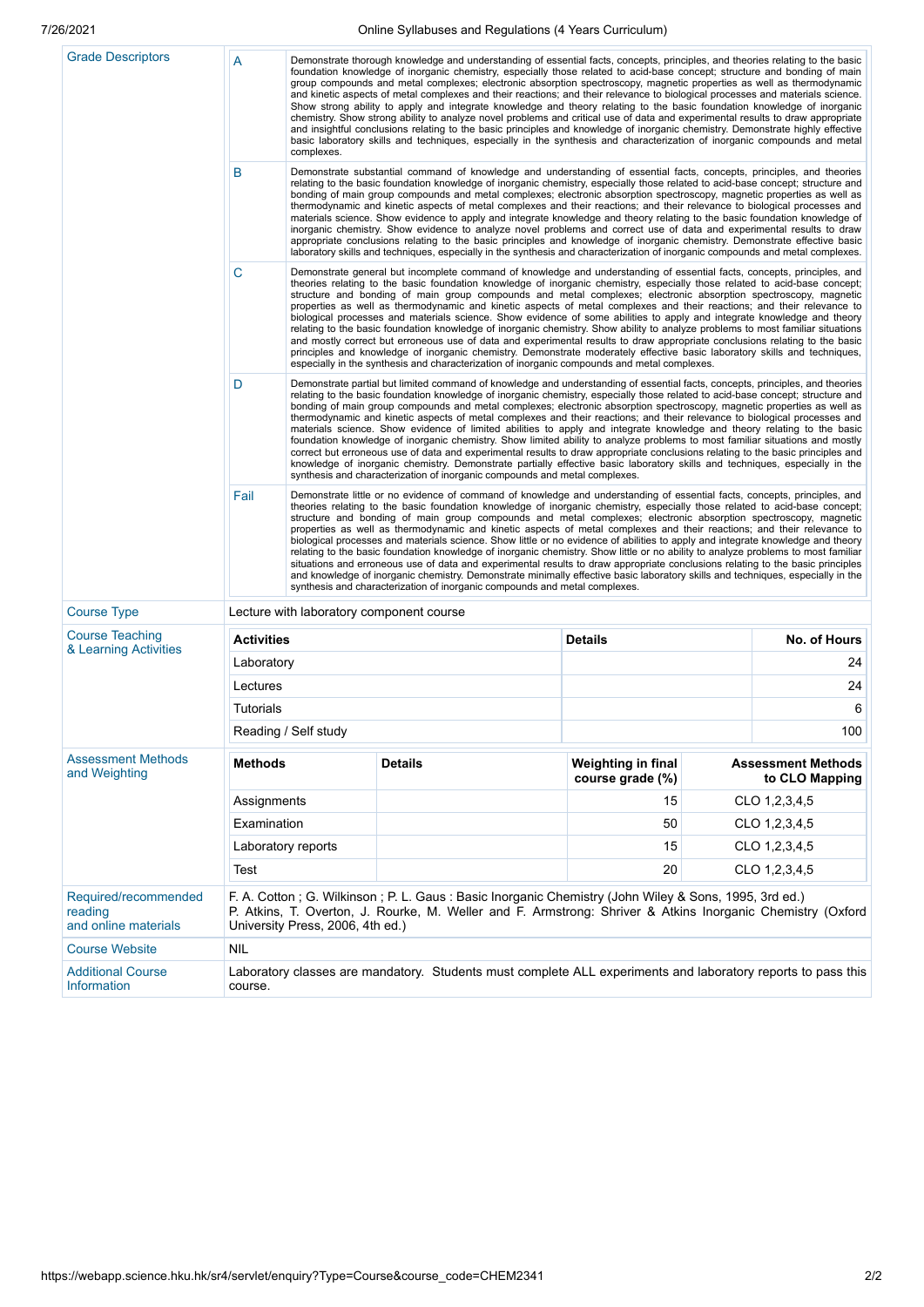| | | |
|---|---|---|
| Grade Descriptors | A | Demonstrate thorough knowledge and understanding of essential facts, concepts, principles, and theories relating to the basic foundation knowledge of inorganic chemistry, especially those related to acid-base concept; structure and bonding of main group compounds and metal complexes; electronic absorption spectroscopy, magnetic properties as well as thermodynamic and kinetic aspects of metal complexes and their reactions; and their relevance to biological processes and materials science. Show strong ability to apply and integrate knowledge and theory relating to the basic foundation knowledge of inorganic chemistry. Show strong ability to analyze novel problems and critical use of data and experimental results to draw appropriate and insightful conclusions relating to the basic principles and knowledge of inorganic chemistry. Demonstrate highly effective basic laboratory skills and techniques, especially in the synthesis and characterization of inorganic compounds and metal complexes. |
| | B | Demonstrate substantial command of knowledge and understanding of essential facts, concepts, principles, and theories relating to the basic foundation knowledge of inorganic chemistry, especially those related to acid-base concept; structure and bonding of main group compounds and metal complexes; electronic absorption spectroscopy, magnetic properties as well as thermodynamic and kinetic aspects of metal complexes and their reactions; and their relevance to biological processes and materials science. Show evidence to apply and integrate knowledge and theory relating to the basic foundation knowledge of inorganic chemistry. Show evidence to analyze novel problems and correct use of data and experimental results to draw appropriate conclusions relating to the basic principles and knowledge of inorganic chemistry. Demonstrate effective basic laboratory skills and techniques, especially in the synthesis and characterization of inorganic compounds and metal complexes. |
| | C | Demonstrate general but incomplete command of knowledge and understanding of essential facts, concepts, principles, and theories relating to the basic foundation knowledge of inorganic chemistry, especially those related to acid-base concept; structure and bonding of main group compounds and metal complexes; electronic absorption spectroscopy, magnetic properties as well as thermodynamic and kinetic aspects of metal complexes and their reactions; and their relevance to biological processes and materials science. Show evidence of some abilities to apply and integrate knowledge and theory relating to the basic foundation knowledge of inorganic chemistry. Show ability to analyze problems to most familiar situations and mostly correct but erroneous use of data and experimental results to draw appropriate conclusions relating to the basic principles and knowledge of inorganic chemistry. Demonstrate moderately effective basic laboratory skills and techniques, especially in the synthesis and characterization of inorganic compounds and metal complexes. |
| | D | Demonstrate partial but limited command of knowledge and understanding of essential facts, concepts, principles, and theories relating to the basic foundation knowledge of inorganic chemistry, especially those related to acid-base concept; structure and bonding of main group compounds and metal complexes; electronic absorption spectroscopy, magnetic properties as well as thermodynamic and kinetic aspects of metal complexes and their reactions; and their relevance to biological processes and materials science. Show evidence of limited abilities to apply and integrate knowledge and theory relating to the basic foundation knowledge of inorganic chemistry. Show limited ability to analyze problems to most familiar situations and mostly correct but erroneous use of data and experimental results to draw appropriate conclusions relating to the basic principles and knowledge of inorganic chemistry. Demonstrate partially effective basic laboratory skills and techniques, especially in the synthesis and characterization of inorganic compounds and metal complexes. |
| | Fail | Demonstrate little or no evidence of command of knowledge and understanding of essential facts, concepts, principles, and theories relating to the basic foundation knowledge of inorganic chemistry, especially those related to acid-base concept; structure and bonding of main group compounds and metal complexes; electronic absorption spectroscopy, magnetic properties as well as thermodynamic and kinetic aspects of metal complexes and their reactions; and their relevance to biological processes and materials science. Show little or no evidence of abilities to apply and integrate knowledge and theory relating to the basic foundation knowledge of inorganic chemistry. Show little or no ability to analyze problems to most familiar situations and erroneous use of data and experimental results to draw appropriate conclusions relating to the basic principles and knowledge of inorganic chemistry. Demonstrate minimally effective basic laboratory skills and techniques, especially in the synthesis and characterization of inorganic compounds and metal complexes. |

**Course Type:** Lecture with laboratory component course

**Course Teaching & Learning Activities**

| Activities | Details | No. of Hours |
|---|---|---|
| Laboratory | | 24 |
| Lectures | | 24 |
| Tutorials | | 6 |
| Reading / Self study | | 100 |

**Assessment Methods and Weighting**

| Methods | Details | Weighting in final course grade (%) | Assessment Methods to CLO Mapping |
|---|---|---|---|
| Assignments | | 15 | CLO 1,2,3,4,5 |
| Examination | | 50 | CLO 1,2,3,4,5 |
| Laboratory reports | | 15 | CLO 1,2,3,4,5 |
| Test | | 20 | CLO 1,2,3,4,5 |

**Required/recommended reading and online materials:**
F. A. Cotton ; G. Wilkinson ; P. L. Gaus : Basic Inorganic Chemistry (John Wiley & Sons, 1995, 3rd ed.)
P. Atkins, T. Overton, J. Rourke, M. Weller and F. Armstrong: Shriver & Atkins Inorganic Chemistry (Oxford University Press, 2006, 4th ed.)

**Course Website:** NIL

**Additional Course Information:** Laboratory classes are mandatory. Students must complete ALL experiments and laboratory reports to pass this course.